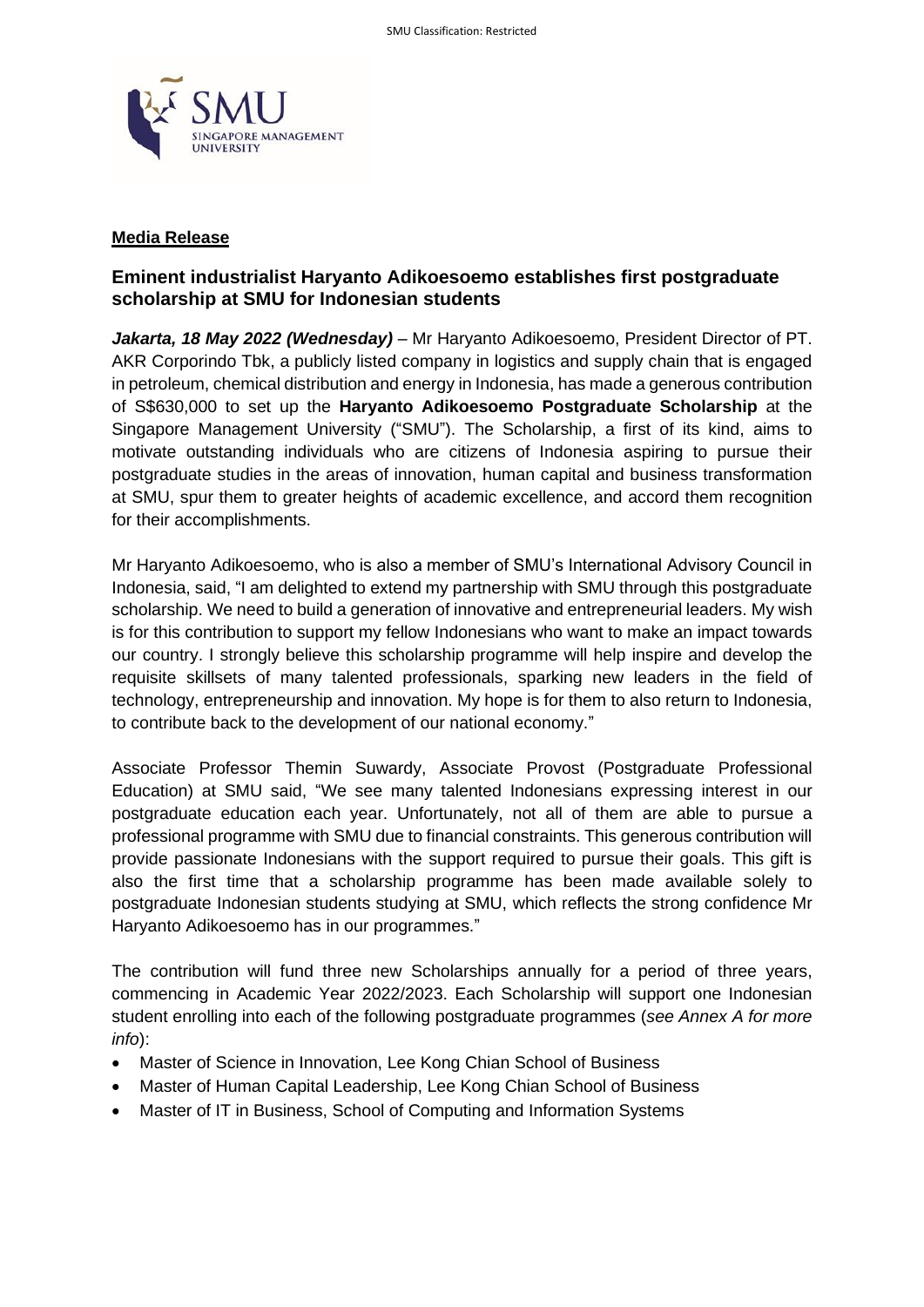**Media Release**

## Eminent industrialist Haryanto Adikoesoemo establishes first postgraduate scholarship at SMU for Indonesian students

***Jakarta, 18 May 2022 (Wednesday)*** – Mr Haryanto Adikoesoemo, President Director of PT. AKR Corporindo Tbk, a publicly listed company in logistics and supply chain that is engaged in petroleum, chemical distribution and energy in Indonesia, has made a generous contribution of S$630,000 to set up the **Haryanto Adikoesoemo Postgraduate Scholarship** at the Singapore Management University ("SMU"). The Scholarship, a first of its kind, aims to motivate outstanding individuals who are citizens of Indonesia aspiring to pursue their postgraduate studies in the areas of innovation, human capital and business transformation at SMU, spur them to greater heights of academic excellence, and accord them recognition for their accomplishments.

Mr Haryanto Adikoesoemo, who is also a member of SMU's International Advisory Council in Indonesia, said, "I am delighted to extend my partnership with SMU through this postgraduate scholarship. We need to build a generation of innovative and entrepreneurial leaders. My wish is for this contribution to support my fellow Indonesians who want to make an impact towards our country. I strongly believe this scholarship programme will help inspire and develop the requisite skillsets of many talented professionals, sparking new leaders in the field of technology, entrepreneurship and innovation. My hope is for them to also return to Indonesia, to contribute back to the development of our national economy."

Associate Professor Themin Suwardy, Associate Provost (Postgraduate Professional Education) at SMU said, "We see many talented Indonesians expressing interest in our postgraduate education each year. Unfortunately, not all of them are able to pursue a professional programme with SMU due to financial constraints. This generous contribution will provide passionate Indonesians with the support required to pursue their goals. This gift is also the first time that a scholarship programme has been made available solely to postgraduate Indonesian students studying at SMU, which reflects the strong confidence Mr Haryanto Adikoesoemo has in our programmes."

The contribution will fund three new Scholarships annually for a period of three years, commencing in Academic Year 2022/2023. Each Scholarship will support one Indonesian student enrolling into each of the following postgraduate programmes (*see Annex A for more info*):

- Master of Science in Innovation, Lee Kong Chian School of Business
- Master of Human Capital Leadership, Lee Kong Chian School of Business
- Master of IT in Business, School of Computing and Information Systems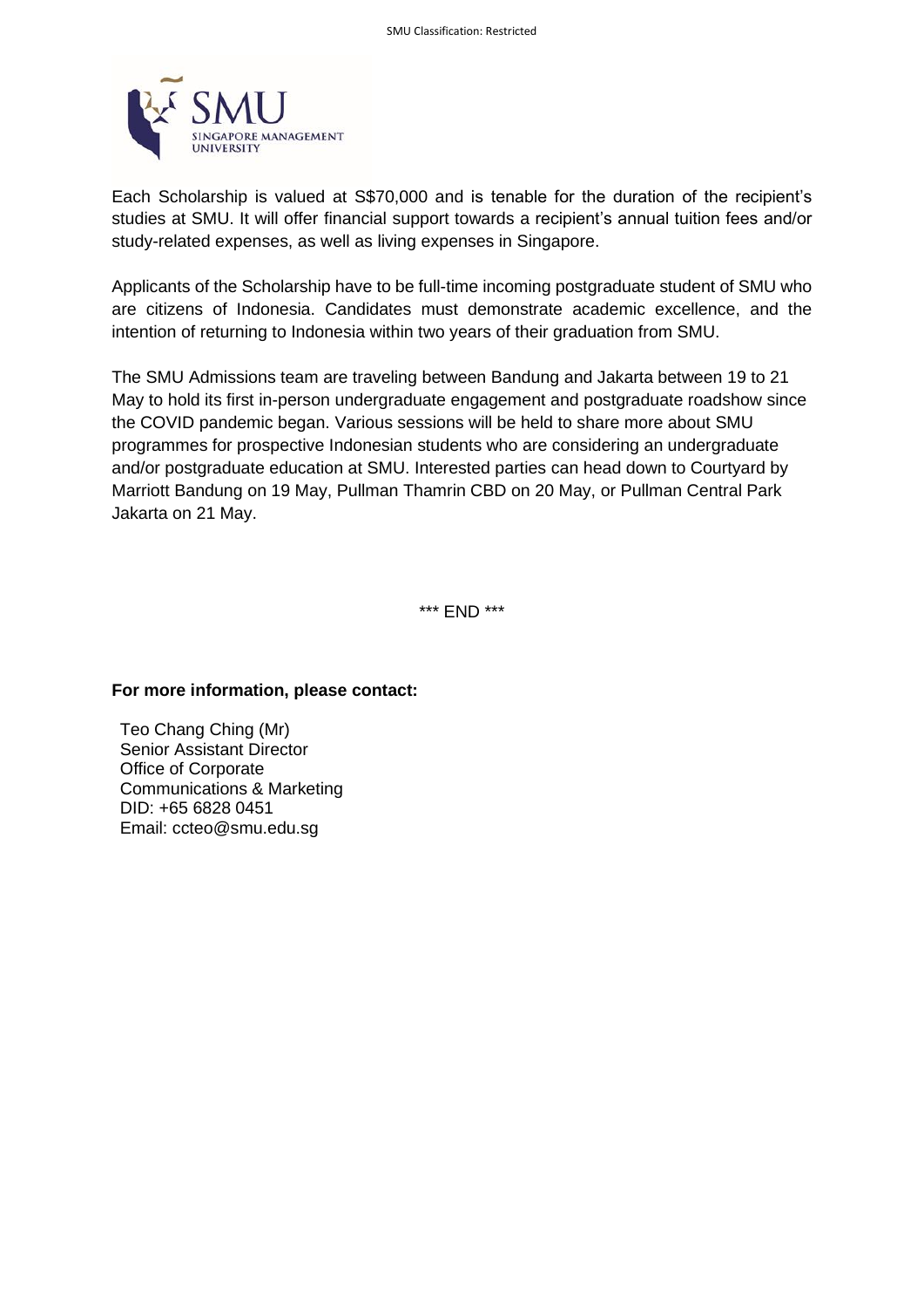Each Scholarship is valued at S$70,000 and is tenable for the duration of the recipient's studies at SMU. It will offer financial support towards a recipient's annual tuition fees and/or study-related expenses, as well as living expenses in Singapore.

Applicants of the Scholarship have to be full-time incoming postgraduate student of SMU who are citizens of Indonesia. Candidates must demonstrate academic excellence, and the intention of returning to Indonesia within two years of their graduation from SMU.

The SMU Admissions team are traveling between Bandung and Jakarta between 19 to 21 May to hold its first in-person undergraduate engagement and postgraduate roadshow since the COVID pandemic began. Various sessions will be held to share more about SMU programmes for prospective Indonesian students who are considering an undergraduate and/or postgraduate education at SMU. Interested parties can head down to Courtyard by Marriott Bandung on 19 May, Pullman Thamrin CBD on 20 May, or Pullman Central Park Jakarta on 21 May.

*** END ***

**For more information, please contact:**

Teo Chang Ching (Mr)
Senior Assistant Director
Office of Corporate Communications & Marketing
DID: +65 6828 0451
Email: ccteo@smu.edu.sg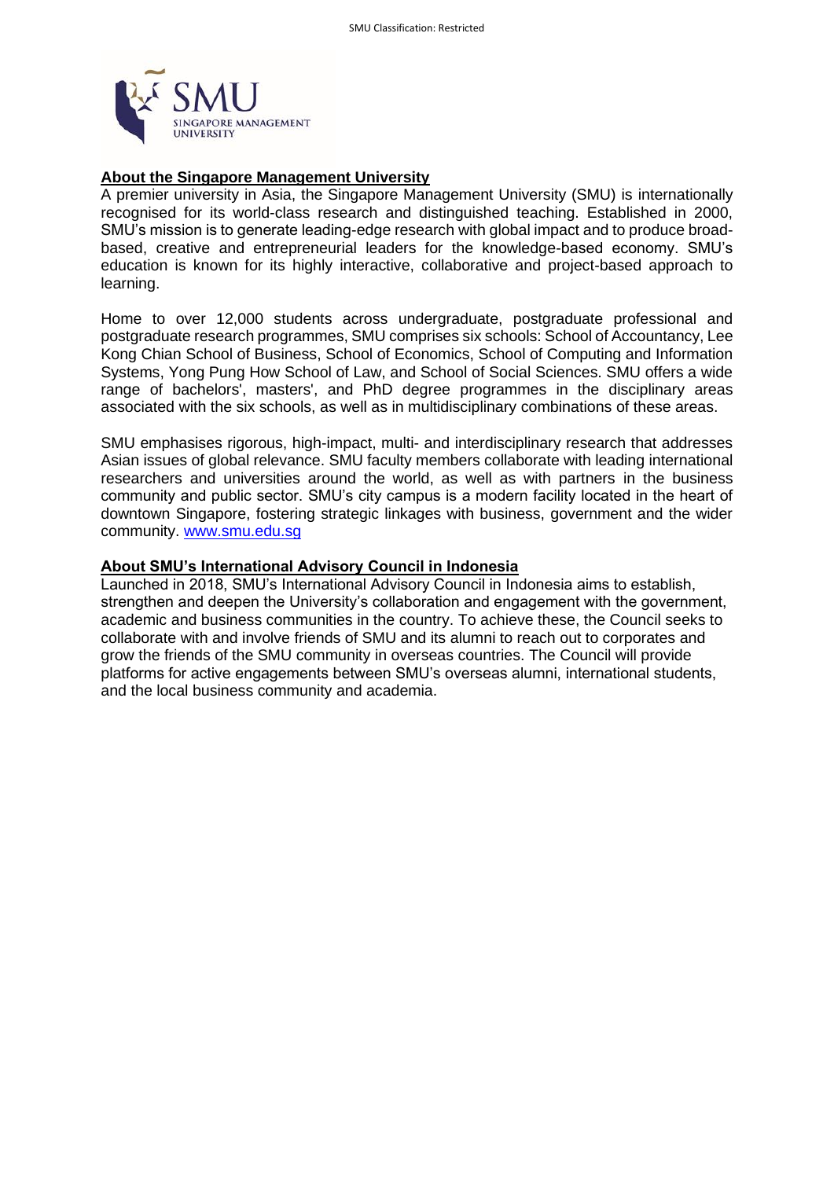## About the Singapore Management University

A premier university in Asia, the Singapore Management University (SMU) is internationally recognised for its world-class research and distinguished teaching. Established in 2000, SMU's mission is to generate leading-edge research with global impact and to produce broad-based, creative and entrepreneurial leaders for the knowledge-based economy. SMU's education is known for its highly interactive, collaborative and project-based approach to learning.

Home to over 12,000 students across undergraduate, postgraduate professional and postgraduate research programmes, SMU comprises six schools: School of Accountancy, Lee Kong Chian School of Business, School of Economics, School of Computing and Information Systems, Yong Pung How School of Law, and School of Social Sciences. SMU offers a wide range of bachelors', masters', and PhD degree programmes in the disciplinary areas associated with the six schools, as well as in multidisciplinary combinations of these areas.

SMU emphasises rigorous, high-impact, multi- and interdisciplinary research that addresses Asian issues of global relevance. SMU faculty members collaborate with leading international researchers and universities around the world, as well as with partners in the business community and public sector. SMU's city campus is a modern facility located in the heart of downtown Singapore, fostering strategic linkages with business, government and the wider community. www.smu.edu.sg

## About SMU's International Advisory Council in Indonesia

Launched in 2018, SMU's International Advisory Council in Indonesia aims to establish, strengthen and deepen the University's collaboration and engagement with the government, academic and business communities in the country. To achieve these, the Council seeks to collaborate with and involve friends of SMU and its alumni to reach out to corporates and grow the friends of the SMU community in overseas countries. The Council will provide platforms for active engagements between SMU's overseas alumni, international students, and the local business community and academia.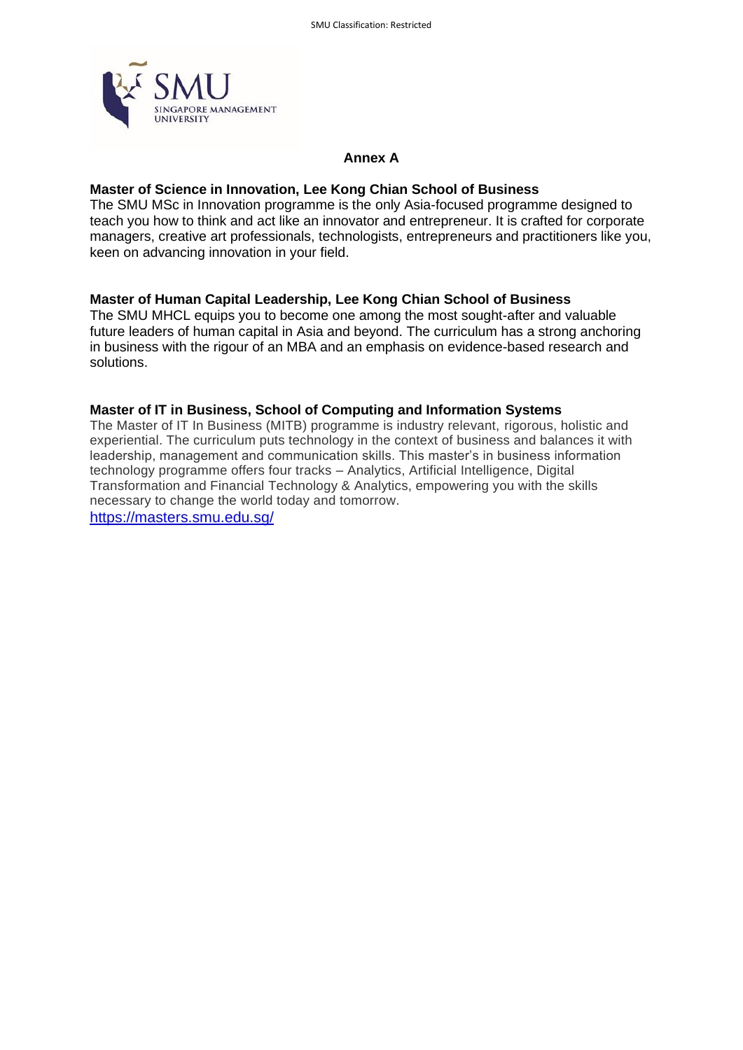## Annex A

**Master of Science in Innovation, Lee Kong Chian School of Business**
The SMU MSc in Innovation programme is the only Asia-focused programme designed to teach you how to think and act like an innovator and entrepreneur. It is crafted for corporate managers, creative art professionals, technologists, entrepreneurs and practitioners like you, keen on advancing innovation in your field.

**Master of Human Capital Leadership, Lee Kong Chian School of Business**
The SMU MHCL equips you to become one among the most sought-after and valuable future leaders of human capital in Asia and beyond. The curriculum has a strong anchoring in business with the rigour of an MBA and an emphasis on evidence-based research and solutions.

**Master of IT in Business, School of Computing and Information Systems**
The Master of IT In Business (MITB) programme is industry relevant, rigorous, holistic and experiential. The curriculum puts technology in the context of business and balances it with leadership, management and communication skills. This master's in business information technology programme offers four tracks – Analytics, Artificial Intelligence, Digital Transformation and Financial Technology & Analytics, empowering you with the skills necessary to change the world today and tomorrow.
https://masters.smu.edu.sg/